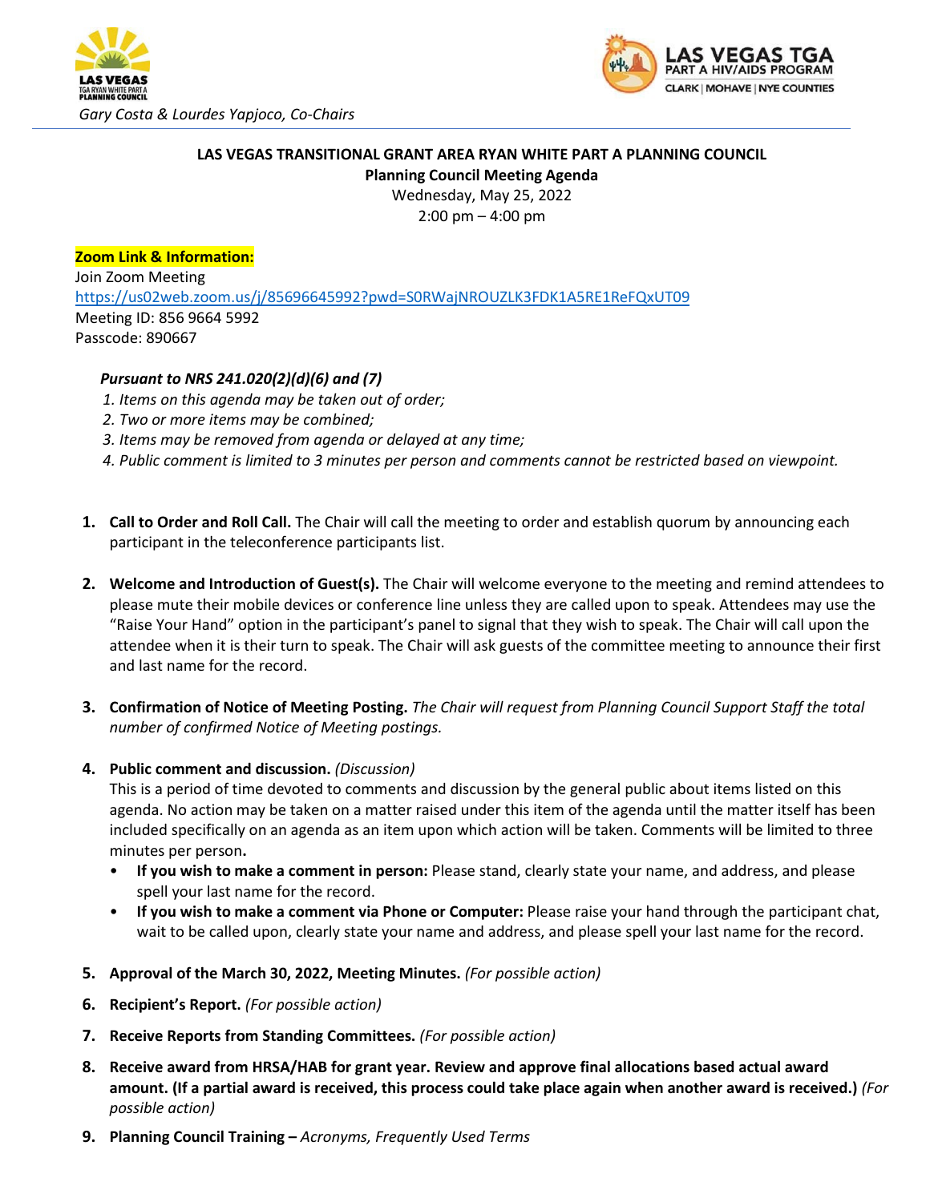*Gary Costa & Lourdes Yapjoco, Co-Chairs*

**LAS VEGAS TRANSITIONAL GRANT AREA RYAN WHITE PART A PLANNING COUNCIL**

**Planning Council Meeting Agenda**

Wednesday, May 25, 2022

2:00 pm – 4:00 pm

**Zoom Link & Information:**

Join Zoom Meeting

https://us02web.zoom.us/j/85696645992?pwd=S0RWajNROUZLK3FDK1A5RE1ReFQxUT09

Meeting ID: 856 9664 5992

Passcode: 890667

***Pursuant to NRS 241.020(2)(d)(6) and (7)***

1. *Items on this agenda may be taken out of order;*
2. *Two or more items may be combined;*
3. *Items may be removed from agenda or delayed at any time;*
4. *Public comment is limited to 3 minutes per person and comments cannot be restricted based on viewpoint.*

1. **Call to Order and Roll Call.** The Chair will call the meeting to order and establish quorum by announcing each participant in the teleconference participants list.

2. **Welcome and Introduction of Guest(s).** The Chair will welcome everyone to the meeting and remind attendees to please mute their mobile devices or conference line unless they are called upon to speak. Attendees may use the "Raise Your Hand" option in the participant's panel to signal that they wish to speak. The Chair will call upon the attendee when it is their turn to speak. The Chair will ask guests of the committee meeting to announce their first and last name for the record.

3. **Confirmation of Notice of Meeting Posting.** *The Chair will request from Planning Council Support Staff the total number of confirmed Notice of Meeting postings.*

4. **Public comment and discussion.** *(Discussion)*
   This is a period of time devoted to comments and discussion by the general public about items listed on this agenda. No action may be taken on a matter raised under this item of the agenda until the matter itself has been included specifically on an agenda as an item upon which action will be taken. Comments will be limited to three minutes per person**.**
   - **If you wish to make a comment in person:** Please stand, clearly state your name, and address, and please spell your last name for the record.
   - **If you wish to make a comment via Phone or Computer:** Please raise your hand through the participant chat, wait to be called upon, clearly state your name and address, and please spell your last name for the record.

5. **Approval of the March 30, 2022, Meeting Minutes.** *(For possible action)*

6. **Recipient's Report.** *(For possible action)*

7. **Receive Reports from Standing Committees.** *(For possible action)*

8. **Receive award from HRSA/HAB for grant year. Review and approve final allocations based actual award amount. (If a partial award is received, this process could take place again when another award is received.)** *(For possible action)*

9. **Planning Council Training –** *Acronyms, Frequently Used Terms*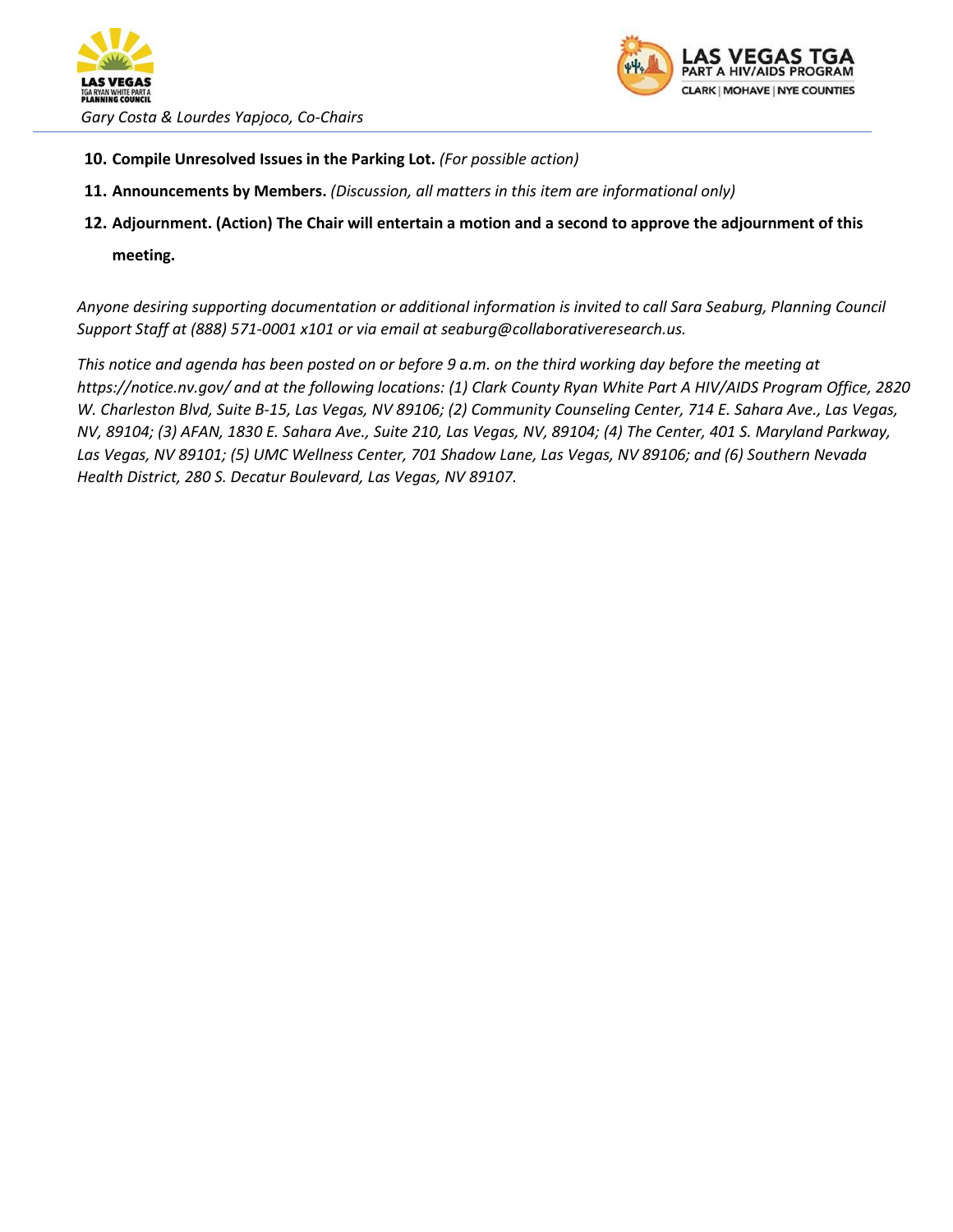10. **Compile Unresolved Issues in the Parking Lot.** *(For possible action)*
11. **Announcements by Members.** *(Discussion, all matters in this item are informational only)*
12. **Adjournment. (Action) The Chair will entertain a motion and a second to approve the adjournment of this meeting.**

*Anyone desiring supporting documentation or additional information is invited to call Sara Seaburg, Planning Council Support Staff at (888) 571-0001 x101 or via email at seaburg@collaborativeresearch.us.*

*This notice and agenda has been posted on or before 9 a.m. on the third working day before the meeting at https://notice.nv.gov/ and at the following locations: (1) Clark County Ryan White Part A HIV/AIDS Program Office, 2820 W. Charleston Blvd, Suite B-15, Las Vegas, NV 89106; (2) Community Counseling Center, 714 E. Sahara Ave., Las Vegas, NV, 89104; (3) AFAN, 1830 E. Sahara Ave., Suite 210, Las Vegas, NV, 89104; (4) The Center, 401 S. Maryland Parkway, Las Vegas, NV 89101; (5) UMC Wellness Center, 701 Shadow Lane, Las Vegas, NV 89106; and (6) Southern Nevada Health District, 280 S. Decatur Boulevard, Las Vegas, NV 89107.*